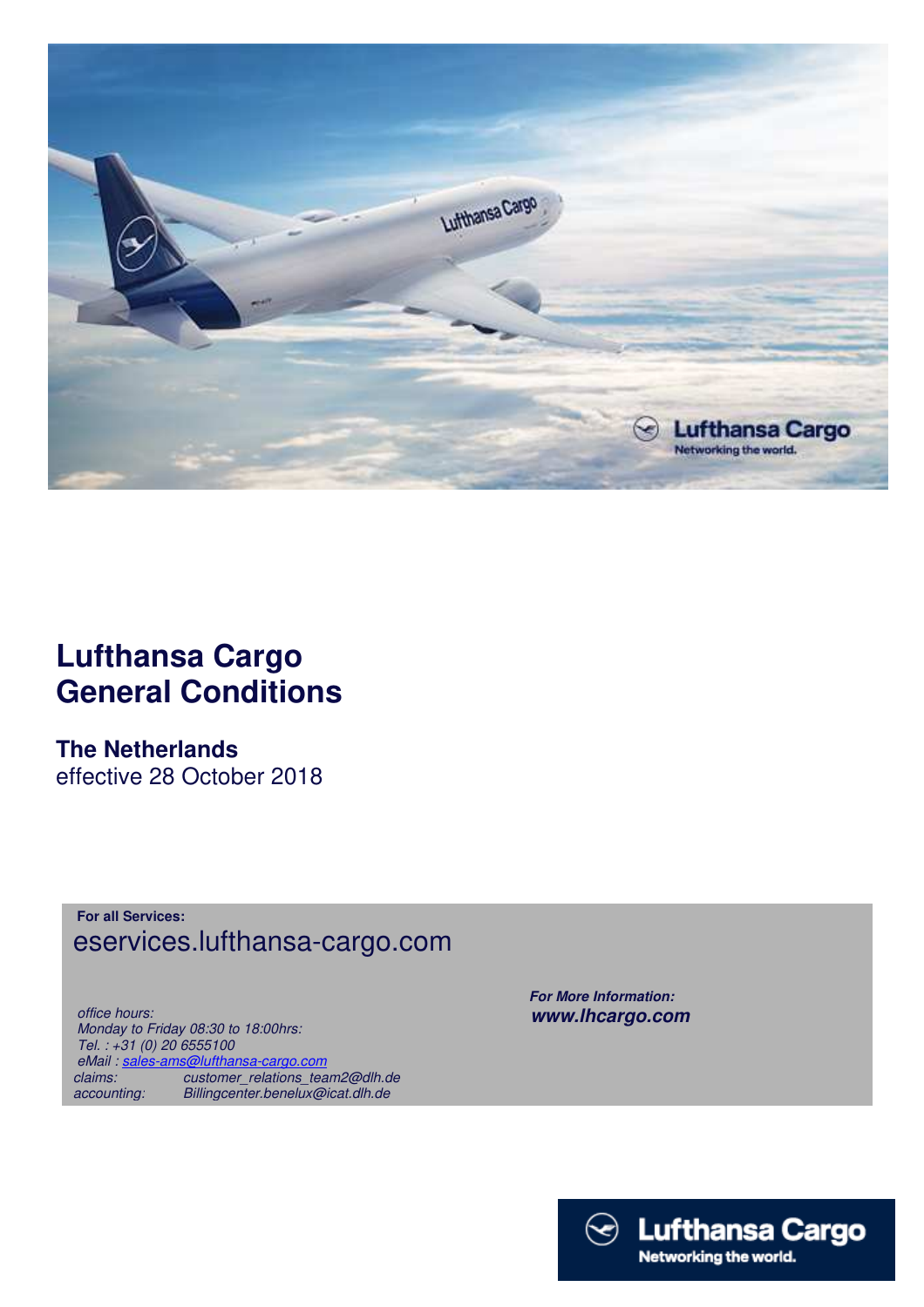# Lufthansa Cargo General Conditions

## The Netherlands

effective 28 October 2018

**For all Services:**

eservices.lufthansa-cargo.com

*office hours:*
*Monday to Friday 08:30 to 18:00hrs:*
*Tel. : +31 (0) 20 6555100*
*eMail : sales-ams@lufthansa-cargo.com*
*claims: customer_relations_team2@dlh.de*
*accounting: Billingcenter.benelux@icat.dlh.de*

***For More Information:***
***www.lhcargo.com***

Lufthansa Cargo
Networking the world.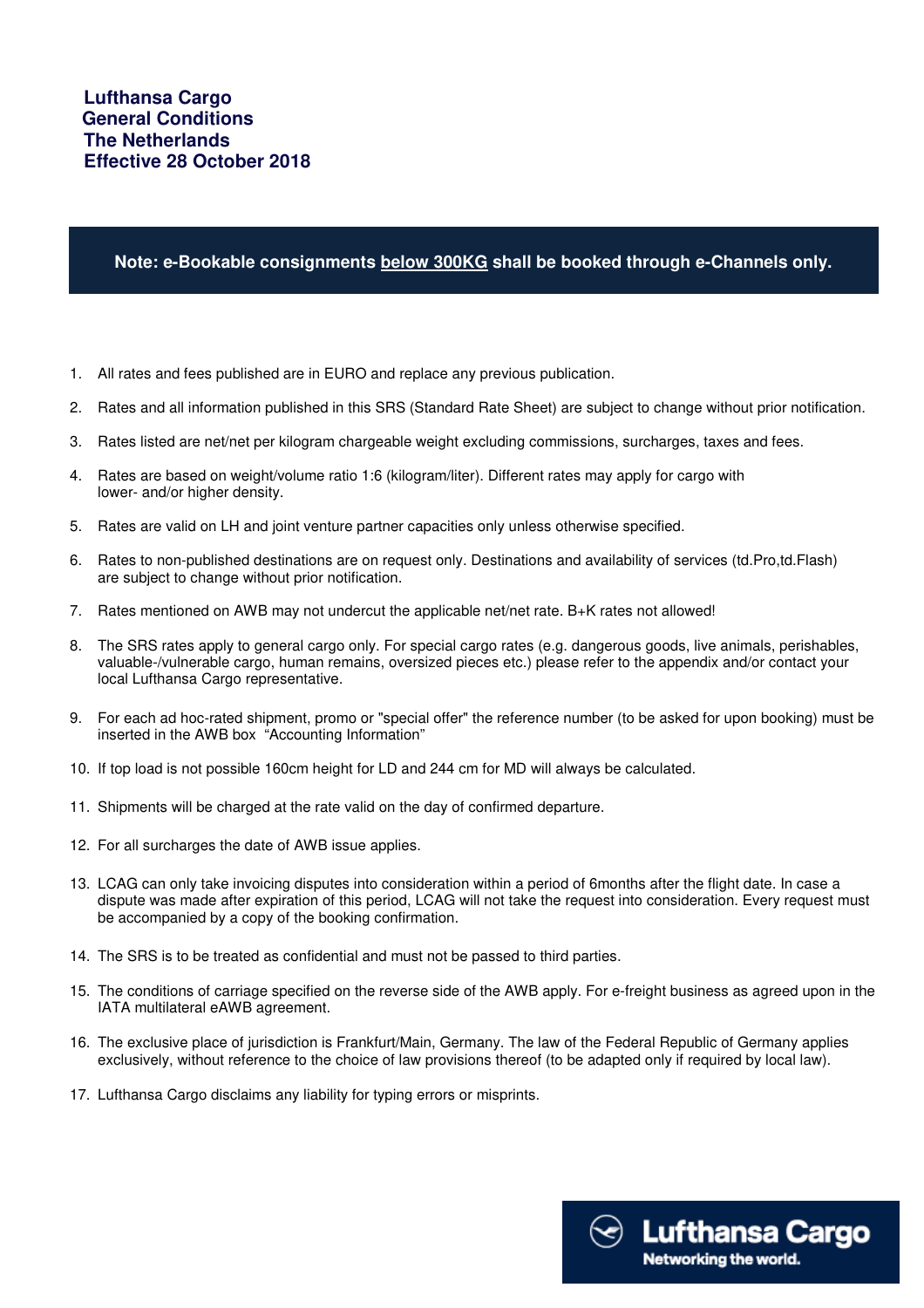# Lufthansa Cargo
# General Conditions
# The Netherlands
# Effective 28 October 2018

**Note: e-Bookable consignments below 300KG shall be booked through e-Channels only.**

1. All rates and fees published are in EURO and replace any previous publication.
2. Rates and all information published in this SRS (Standard Rate Sheet) are subject to change without prior notification.
3. Rates listed are net/net per kilogram chargeable weight excluding commissions, surcharges, taxes and fees.
4. Rates are based on weight/volume ratio 1:6 (kilogram/liter). Different rates may apply for cargo with lower- and/or higher density.
5. Rates are valid on LH and joint venture partner capacities only unless otherwise specified.
6. Rates to non-published destinations are on request only. Destinations and availability of services (td.Pro,td.Flash) are subject to change without prior notification.
7. Rates mentioned on AWB may not undercut the applicable net/net rate. B+K rates not allowed!
8. The SRS rates apply to general cargo only. For special cargo rates (e.g. dangerous goods, live animals, perishables, valuable-/vulnerable cargo, human remains, oversized pieces etc.) please refer to the appendix and/or contact your local Lufthansa Cargo representative.
9. For each ad hoc-rated shipment, promo or "special offer" the reference number (to be asked for upon booking) must be inserted in the AWB box "Accounting Information"
10. If top load is not possible 160cm height for LD and 244 cm for MD will always be calculated.
11. Shipments will be charged at the rate valid on the day of confirmed departure.
12. For all surcharges the date of AWB issue applies.
13. LCAG can only take invoicing disputes into consideration within a period of 6months after the flight date. In case a dispute was made after expiration of this period, LCAG will not take the request into consideration. Every request must be accompanied by a copy of the booking confirmation.
14. The SRS is to be treated as confidential and must not be passed to third parties.
15. The conditions of carriage specified on the reverse side of the AWB apply. For e-freight business as agreed upon in the IATA multilateral eAWB agreement.
16. The exclusive place of jurisdiction is Frankfurt/Main, Germany. The law of the Federal Republic of Germany applies exclusively, without reference to the choice of law provisions thereof (to be adapted only if required by local law).
17. Lufthansa Cargo disclaims any liability for typing errors or misprints.

Lufthansa Cargo
Networking the world.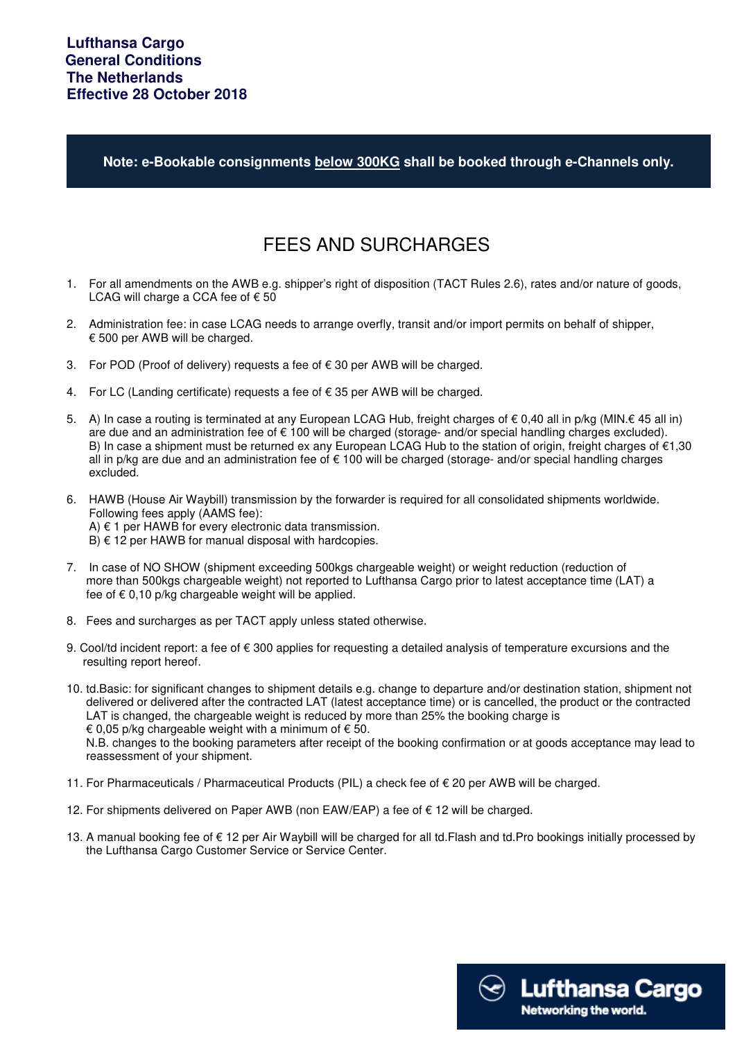**Lufthansa Cargo**
**General Conditions**
**The Netherlands**
**Effective 28 October 2018**

**Note: e-Bookable consignments below 300KG shall be booked through e-Channels only.**

# FEES AND SURCHARGES

1. For all amendments on the AWB e.g. shipper's right of disposition (TACT Rules 2.6), rates and/or nature of goods, LCAG will charge a CCA fee of € 50

2. Administration fee: in case LCAG needs to arrange overfly, transit and/or import permits on behalf of shipper, € 500 per AWB will be charged.

3. For POD (Proof of delivery) requests a fee of € 30 per AWB will be charged.

4. For LC (Landing certificate) requests a fee of € 35 per AWB will be charged.

5. A) In case a routing is terminated at any European LCAG Hub, freight charges of € 0,40 all in p/kg (MIN.€ 45 all in) are due and an administration fee of € 100 will be charged (storage- and/or special handling charges excluded).
   B) In case a shipment must be returned ex any European LCAG Hub to the station of origin, freight charges of €1,30 all in p/kg are due and an administration fee of € 100 will be charged (storage- and/or special handling charges excluded.

6. HAWB (House Air Waybill) transmission by the forwarder is required for all consolidated shipments worldwide. Following fees apply (AAMS fee):
   A) € 1 per HAWB for every electronic data transmission.
   B) € 12 per HAWB for manual disposal with hardcopies.

7. In case of NO SHOW (shipment exceeding 500kgs chargeable weight) or weight reduction (reduction of more than 500kgs chargeable weight) not reported to Lufthansa Cargo prior to latest acceptance time (LAT) a fee of € 0,10 p/kg chargeable weight will be applied.

8. Fees and surcharges as per TACT apply unless stated otherwise.

9. Cool/td incident report: a fee of € 300 applies for requesting a detailed analysis of temperature excursions and the resulting report hereof.

10. td.Basic: for significant changes to shipment details e.g. change to departure and/or destination station, shipment not delivered or delivered after the contracted LAT (latest acceptance time) or is cancelled, the product or the contracted LAT is changed, the chargeable weight is reduced by more than 25% the booking charge is € 0,05 p/kg chargeable weight with a minimum of € 50.
    N.B. changes to the booking parameters after receipt of the booking confirmation or at goods acceptance may lead to reassessment of your shipment.

11. For Pharmaceuticals / Pharmaceutical Products (PIL) a check fee of € 20 per AWB will be charged.

12. For shipments delivered on Paper AWB (non EAW/EAP) a fee of € 12 will be charged.

13. A manual booking fee of € 12 per Air Waybill will be charged for all td.Flash and td.Pro bookings initially processed by the Lufthansa Cargo Customer Service or Service Center.

Lufthansa Cargo
Networking the world.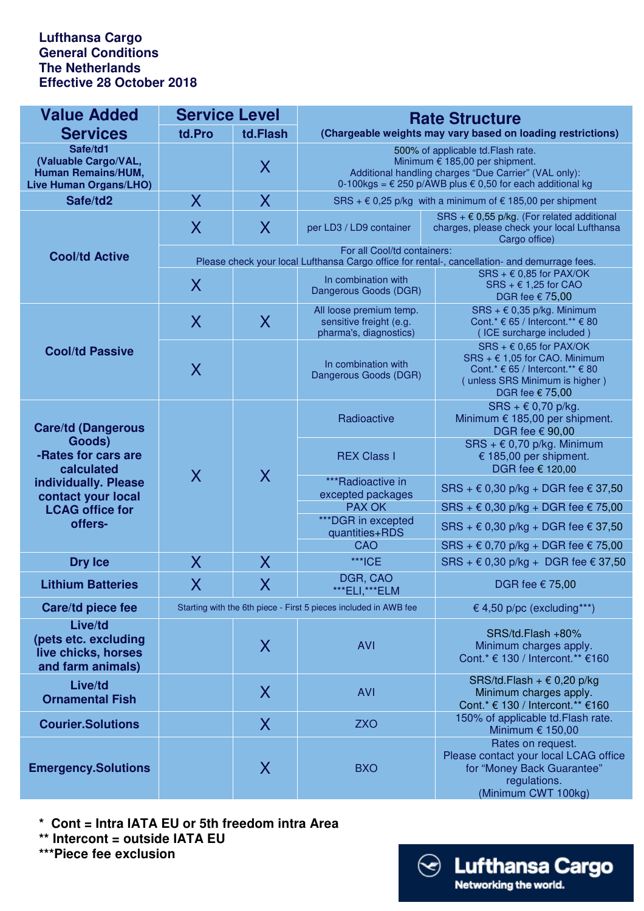**Lufthansa Cargo**
**General Conditions**
**The Netherlands**
**Effective 28 October 2018**

| Value Added Services | Service Level td.Pro | Service Level td.Flash | Rate Structure (Chargeable weights may vary based on loading restrictions) | |
|---|---|---|---|---|
| Safe/td1 (Valuable Cargo/VAL, Human Remains/HUM, Live Human Organs/LHO) | | X | 500% of applicable td.Flash rate. Minimum € 185,00 per shipment. Additional handling charges "Due Carrier" (VAL only): 0-100kgs = € 250 p/AWB plus € 0,50 for each additional kg | |
| Safe/td2 | X | X | SRS + € 0,25 p/kg with a minimum of € 185,00 per shipment | |
| Cool/td Active | X | X | per LD3 / LD9 container | SRS + € 0,55 p/kg. (For related additional charges, please check your local Lufthansa Cargo office) |
| Cool/td Active | | | For all Cool/td containers: Please check your local Lufthansa Cargo office for rental-, cancellation- and demurrage fees. | |
| Cool/td Active | X | | In combination with Dangerous Goods (DGR) | SRS + € 0,85 for PAX/OK SRS + € 1,25 for CAO DGR fee € 75,00 |
| Cool/td Passive | X | X | All loose premium temp. sensitive freight (e.g. pharma's, diagnostics) | SRS + € 0,35 p/kg. Minimum Cont.* € 65 / Intercont.** € 80 ( ICE surcharge included ) |
| Cool/td Passive | X | | In combination with Dangerous Goods (DGR) | SRS + € 0,65 for PAX/OK SRS + € 1,05 for CAO. Minimum Cont.* € 65 / Intercont.** € 80 ( unless SRS Minimum is higher ) DGR fee € 75,00 |
| Care/td (Dangerous Goods) -Rates for cars are calculated individually. Please contact your local LCAG office for offers- | X | X | Radioactive | SRS + € 0,70 p/kg. Minimum € 185,00 per shipment. DGR fee € 90,00 |
| | | | REX Class I | SRS + € 0,70 p/kg. Minimum € 185,00 per shipment. DGR fee € 120,00 |
| | | | ***Radioactive in excepted packages | SRS + € 0,30 p/kg + DGR fee € 37,50 |
| | | | PAX OK | SRS + € 0,30 p/kg + DGR fee € 75,00 |
| | | | ***DGR in excepted quantities+RDS | SRS + € 0,30 p/kg + DGR fee € 37,50 |
| | | | CAO | SRS + € 0,70 p/kg + DGR fee € 75,00 |
| Dry Ice | X | X | ***ICE | SRS + € 0,30 p/kg + DGR fee € 37,50 |
| Lithium Batteries | X | X | DGR, CAO ***ELI,***ELM | DGR fee € 75,00 |
| Care/td piece fee | Starting with the 6th piece - First 5 pieces included in AWB fee | | | € 4,50 p/pc (excluding***) |
| Live/td (pets etc. excluding live chicks, horses and farm animals) | | X | AVI | SRS/td.Flash +80% Minimum charges apply. Cont.* € 130 / Intercont.** €160 |
| Live/td Ornamental Fish | | X | AVI | SRS/td.Flash + € 0,20 p/kg Minimum charges apply. Cont.* € 130 / Intercont.** €160 |
| Courier.Solutions | | X | ZXO | 150% of applicable td.Flash rate. Minimum € 150,00 |
| Emergency.Solutions | | X | BXO | Rates on request. Please contact your local LCAG office for "Money Back Guarantee" regulations. (Minimum CWT 100kg) |

**\* Cont = Intra IATA EU or 5th freedom intra Area**
**\*\* Intercont = outside IATA EU**
**\*\*\*Piece fee exclusion**

Lufthansa Cargo
Networking the world.